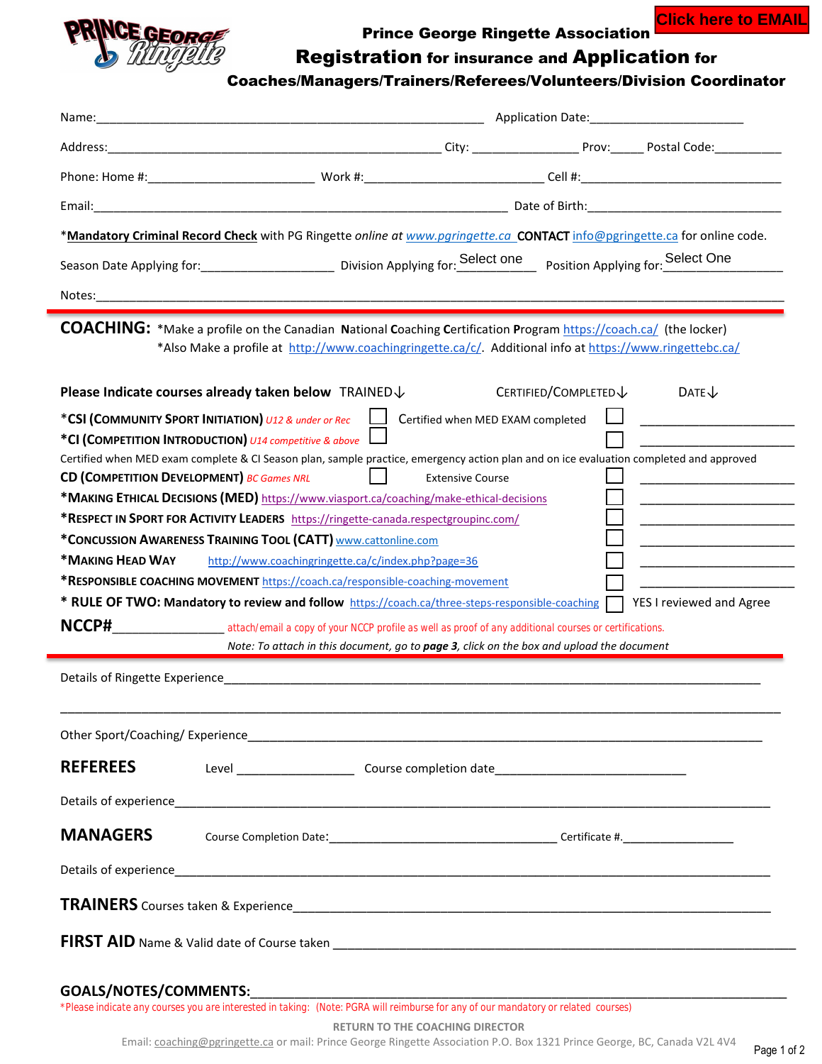Click here to EMAIL

# Prince George Ringette Association

## Registration for insurance and Application for Coaches/Managers/Trainers/Referees/Volunteers/Division Coordinator

Name:\_\_\_\_\_\_\_\_\_\_\_\_\_\_\_\_\_\_\_\_\_\_\_\_\_\_\_\_\_\_\_\_\_\_\_\_\_\_\_\_\_\_\_\_\_\_\_\_\_\_\_\_\_\_\_\_\_\_ Application Date:\_\_\_\_\_\_\_\_\_\_\_\_\_\_\_\_\_\_\_\_\_\_

Address:\_\_\_\_\_\_\_\_\_\_\_\_\_\_\_\_\_\_\_\_\_\_\_\_\_\_\_\_\_\_\_\_\_\_\_\_\_\_\_\_\_\_\_\_\_\_\_\_\_ City: \_\_\_\_\_\_\_\_\_\_\_\_\_\_\_\_ Prov:\_\_\_\_\_ Postal Code:\_\_\_\_\_\_\_\_\_\_

Phone: Home #:\_\_\_\_\_\_\_\_\_\_\_\_\_\_\_\_\_\_\_\_\_\_\_\_\_ Work #:\_\_\_\_\_\_\_\_\_\_\_\_\_\_\_\_\_\_\_\_\_\_\_\_\_\_\_ Cell #:\_\_\_\_\_\_\_\_\_\_\_\_\_\_\_\_\_\_\_\_\_\_\_\_\_\_\_\_\_\_\_

Email:\_\_\_\_\_\_\_\_\_\_\_\_\_\_\_\_\_\_\_\_\_\_\_\_\_\_\_\_\_\_\_\_\_\_\_\_\_\_\_\_\_\_\_\_\_\_\_\_\_\_\_\_\_\_\_\_\_\_\_\_\_\_\_ Date of Birth:\_\_\_\_\_\_\_\_\_\_\_\_\_\_\_\_\_\_\_\_\_\_\_\_\_\_\_\_\_\_

*__Mandatory Criminal Record Check__ with PG Ringette *online at* *www.pgringette.ca* **CONTACT** info@pgringette.ca for online code.

Season Date Applying for:\_\_\_\_\_\_\_\_\_\_\_\_\_\_\_\_\_\_\_\_ Division Applying for: Select one Position Applying for: Select One

Notes:\_\_\_\_\_\_\_\_\_\_\_\_\_\_\_\_\_\_\_\_\_\_\_\_\_\_\_\_\_\_\_\_\_\_\_\_\_\_\_\_\_\_\_\_\_\_\_\_\_\_\_\_\_\_\_\_\_\_\_\_\_\_\_\_\_\_\_\_\_\_\_\_\_\_\_\_\_\_\_\_\_\_\_\_\_\_\_\_\_\_\_\_\_\_\_\_\_

## COACHING:

*Make a profile on the Canadian **N**ational **C**oaching **C**ertification **P**rogram https://coach.ca/ (the locker)
*Also Make a profile at http://www.coachingringette.ca/c/. Additional info at https://www.ringettebc.ca/

| Please Indicate courses already taken below | TRAINED↓ | | CERTIFIED/COMPLETED↓ | DATE↓ |
|---|---|---|---|---|
| *CSI (COMMUNITY SPORT INITIATION) *U12 & under or Rec* | ☐ | Certified when MED EXAM completed | ☐ | \_\_\_\_\_\_\_\_\_\_\_\_\_\_\_\_ |
| *CI (COMPETITION INTRODUCTION) *U14 competitive & above* | ☐ | | ☐ | \_\_\_\_\_\_\_\_\_\_\_\_\_\_\_\_ |

Certified when MED exam complete & CI Season plan, sample practice, emergency action plan and on ice evaluation completed and approved

| | TRAINED | | CERTIFIED/COMPLETED | DATE |
|---|---|---|---|---|
| CD (COMPETITION DEVELOPMENT) *BC Games NRL* | ☐ | Extensive Course | ☐ | \_\_\_\_\_\_\_\_\_\_\_\_\_\_\_\_ |
| *MAKING ETHICAL DECISIONS (MED) https://www.viasport.ca/coaching/make-ethical-decisions | | | ☐ | \_\_\_\_\_\_\_\_\_\_\_\_\_\_\_\_ |
| *RESPECT IN SPORT FOR ACTIVITY LEADERS https://ringette-canada.respectgroupinc.com/ | | | ☐ | \_\_\_\_\_\_\_\_\_\_\_\_\_\_\_\_ |
| *CONCUSSION AWARENESS TRAINING TOOL (CATT) www.cattonline.com | | | ☐ | \_\_\_\_\_\_\_\_\_\_\_\_\_\_\_\_ |
| *MAKING HEAD WAY http://www.coachingringette.ca/c/index.php?page=36 | | | ☐ | \_\_\_\_\_\_\_\_\_\_\_\_\_\_\_\_ |
| *RESPONSIBLE COACHING MOVEMENT https://coach.ca/responsible-coaching-movement | | | ☐ | \_\_\_\_\_\_\_\_\_\_\_\_\_\_\_\_ |
| * RULE OF TWO: Mandatory to review and follow https://coach.ca/three-steps-responsible-coaching | | | ☐ | YES I reviewed and Agree |

**NCCP#**\_\_\_\_\_\_\_\_\_\_\_\_\_\_\_ attach/email a copy of your NCCP profile as well as proof of any additional courses or certifications.

*Note: To attach in this document, go to **page 3**, click on the box and upload the document*

Details of Ringette Experience\_\_\_\_\_\_\_\_\_\_\_\_\_\_\_\_\_\_\_\_\_\_\_\_\_\_\_\_\_\_\_\_\_\_\_\_\_\_\_\_\_\_\_\_\_\_\_\_\_\_\_\_\_\_\_\_\_\_\_\_\_\_\_\_\_\_\_\_\_\_\_\_\_\_\_\_\_

\_\_\_\_\_\_\_\_\_\_\_\_\_\_\_\_\_\_\_\_\_\_\_\_\_\_\_\_\_\_\_\_\_\_\_\_\_\_\_\_\_\_\_\_\_\_\_\_\_\_\_\_\_\_\_\_\_\_\_\_\_\_\_\_\_\_\_\_\_\_\_\_\_\_\_\_\_\_\_\_\_\_\_\_\_\_\_\_\_\_\_\_\_\_\_\_\_\_\_\_\_\_\_

Other Sport/Coaching/ Experience\_\_\_\_\_\_\_\_\_\_\_\_\_\_\_\_\_\_\_\_\_\_\_\_\_\_\_\_\_\_\_\_\_\_\_\_\_\_\_\_\_\_\_\_\_\_\_\_\_\_\_\_\_\_\_\_\_\_\_\_\_\_\_\_\_\_\_\_\_\_\_\_\_\_\_

## REFEREES

Level \_\_\_\_\_\_\_\_\_\_\_\_\_\_\_\_\_ Course completion date\_\_\_\_\_\_\_\_\_\_\_\_\_\_\_\_\_\_\_\_\_\_\_\_\_\_\_\_

Details of experience\_\_\_\_\_\_\_\_\_\_\_\_\_\_\_\_\_\_\_\_\_\_\_\_\_\_\_\_\_\_\_\_\_\_\_\_\_\_\_\_\_\_\_\_\_\_\_\_\_\_\_\_\_\_\_\_\_\_\_\_\_\_\_\_\_\_\_\_\_\_\_\_\_\_\_\_\_\_\_\_\_\_

## MANAGERS

Course Completion Date:\_\_\_\_\_\_\_\_\_\_\_\_\_\_\_\_\_\_\_\_\_\_\_\_\_\_\_\_\_\_\_\_\_ Certificate #.\_\_\_\_\_\_\_\_\_\_\_\_\_\_\_\_

Details of experience\_\_\_\_\_\_\_\_\_\_\_\_\_\_\_\_\_\_\_\_\_\_\_\_\_\_\_\_\_\_\_\_\_\_\_\_\_\_\_\_\_\_\_\_\_\_\_\_\_\_\_\_\_\_\_\_\_\_\_\_\_\_\_\_\_\_\_\_\_\_\_\_\_\_\_\_\_\_\_\_\_\_

## TRAINERS Courses taken & Experience\_\_\_\_\_\_\_\_\_\_\_\_\_\_\_\_\_\_\_\_\_\_\_\_\_\_\_\_\_\_\_\_\_\_\_\_\_\_\_\_\_\_\_\_\_\_\_\_\_\_\_\_\_\_\_\_\_\_\_\_\_\_\_\_\_\_\_\_\_\_\_

## FIRST AID Name & Valid date of Course taken \_\_\_\_\_\_\_\_\_\_\_\_\_\_\_\_\_\_\_\_\_\_\_\_\_\_\_\_\_\_\_\_\_\_\_\_\_\_\_\_\_\_\_\_\_\_\_\_\_\_\_\_\_\_\_\_\_\_\_\_\_\_\_

## GOALS/NOTES/COMMENTS:\_\_\_\_\_\_\_\_\_\_\_\_\_\_\_\_\_\_\_\_\_\_\_\_\_\_\_\_\_\_\_\_\_\_\_\_\_\_\_\_\_\_\_\_\_\_\_\_\_\_\_\_\_\_\_\_\_\_\_\_\_\_\_\_\_\_\_\_\_\_\_

*Please indicate any courses you are interested in taking: (Note: PGRA will reimburse for any of our mandatory or related courses)

**RETURN TO THE COACHING DIRECTOR**

Email: coaching@pgringette.ca or mail: Prince George Ringette Association P.O. Box 1321 Prince George, BC, Canada V2L 4V4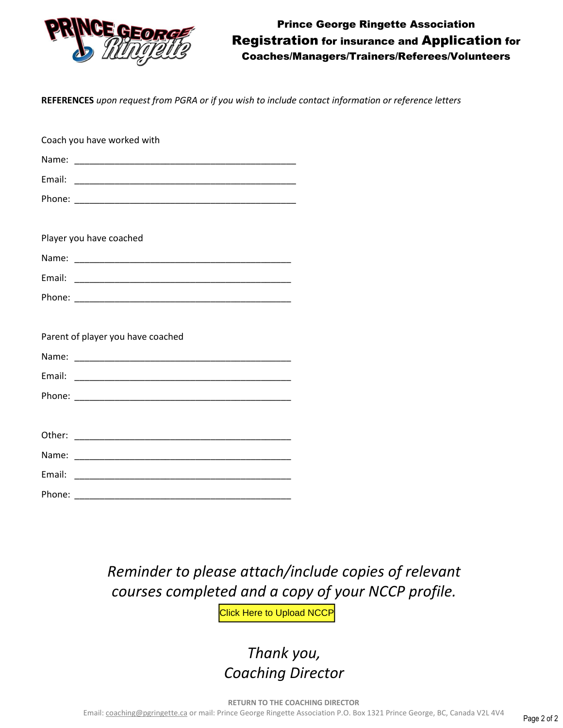**Prince George Ringette Association**

**Registration for insurance and Application for Coaches/Managers/Trainers/Referees/Volunteers**

**REFERENCES** *upon request from PGRA or if you wish to include contact information or reference letters*

Coach you have worked with

Name: ____________________________________________

Email: ____________________________________________

Phone: ____________________________________________

Player you have coached

Name: ____________________________________________

Email: ____________________________________________

Phone: ____________________________________________

Parent of player you have coached

Name: ____________________________________________

Email: ____________________________________________

Phone: ____________________________________________

Other: ____________________________________________

Name: ____________________________________________

Email: ____________________________________________

Phone: ____________________________________________

*Reminder to please attach/include copies of relevant courses completed and a copy of your NCCP profile.*

Click Here to Upload NCCP

*Thank you,*
*Coaching Director*

**RETURN TO THE COACHING DIRECTOR**

Email: coaching@pgringette.ca or mail: Prince George Ringette Association P.O. Box 1321 Prince George, BC, Canada V2L 4V4